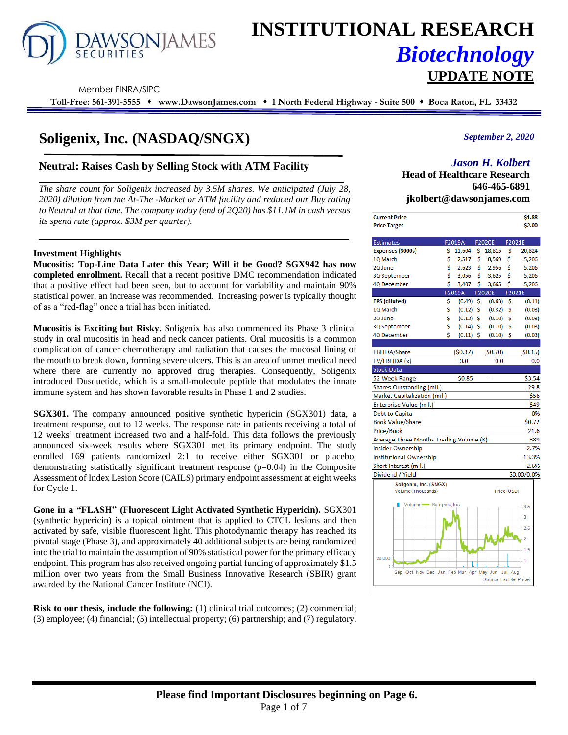# INSTITUTIONAL RESEARCH

## *Biotechnology*

## UPDATE NOTE

Member FINRA/SIPC

**Toll-Free: 561-391-5555 ♦ www.DawsonJames.com ♦ 1 North Federal Highway - Suite 500 ♦ Boca Raton, FL 33432**

# Soligenix, Inc. (NASDAQ/SNGX)

*September 2, 2020*

## Neutral: Raises Cash by Selling Stock with ATM Facility

*The share count for Soligenix increased by 3.5M shares. We anticipated (July 28, 2020) dilution from the At-The -Market or ATM facility and reduced our Buy rating to Neutral at that time. The company today (end of 2Q20) has $11.1M in cash versus its spend rate (approx. $3M per quarter).*

***Jason H. Kolbert***
**Head of Healthcare Research**
**646-465-6891**
**jkolbert@dawsonjames.com**

| | |
|---|---|
| **Current Price** | **$1.88** |
| **Price Target** | **$2.00** |

| Estimates | F2019A | F2020E | F2021E |
|---|---|---|---|
| **Expenses ($000s)** | $ 11,604 | $ 18,815 | $ 20,824 |
| 1Q March | $ 2,517 | $ 8,569 | $ 5,206 |
| 2Q June | $ 2,623 | $ 2,956 | $ 5,206 |
| 3Q September | $ 3,056 | $ 3,625 | $ 5,206 |
| 4Q December | $ 3,407 | $ 3,665 | $ 5,206 |
| | **F2019A** | **F2020E** | **F2021E** |
| **EPS (diluted)** | $ (0.49) | $ (0.63) | $ (0.11) |
| 1Q March | $ (0.12) | $ (0.32) | $ (0.03) |
| 2Q June | $ (0.12) | $ (0.10) | $ (0.03) |
| 3Q September | $ (0.14) | $ (0.10) | $ (0.03) |
| 4Q December | $ (0.11) | $ (0.10) | $ (0.03) |
| EBITDA/Share | ($0.37) | ($0.70) | ($0.15) |
| EV/EBITDA (x) | 0.0 | 0.0 | 0.0 |

| Stock Data | | | |
|---|---|---|---|
| 52-Week Range | $0.85 | - | $3.54 |
| Shares Outstanding (mil.) | | | 29.8 |
| Market Capitalization (mil.) | | | $56 |
| Enterprise Value (mil.) | | | $49 |
| Debt to Capital | | | 0% |
| Book Value/Share | | | $0.72 |
| Price/Book | | | 21.6 |
| Average Three Months Trading Volume (K) | | | 389 |
| Insider Ownership | | | 2.7% |
| Institutional Ownership | | | 13.3% |
| Short interest (mil.) | | | 2.6% |
| Dividend / Yield | | | $0.00/0.0% |

Soligenix, Inc. (SNGX)
Volume (Thousands) Price (USD)
Source: FactSet Prices

### Investment Highlights

**Mucositis: Top-Line Data Later this Year; Will it be Good? SGX942 has now completed enrollment.** Recall that a recent positive DMC recommendation indicated that a positive effect had been seen, but to account for variability and maintain 90% statistical power, an increase was recommended. Increasing power is typically thought of as a "red-flag" once a trial has been initiated.

**Mucositis is Exciting but Risky.** Soligenix has also commenced its Phase 3 clinical study in oral mucositis in head and neck cancer patients. Oral mucositis is a common complication of cancer chemotherapy and radiation that causes the mucosal lining of the mouth to break down, forming severe ulcers. This is an area of unmet medical need where there are currently no approved drug therapies. Consequently, Soligenix introduced Dusquetide, which is a small-molecule peptide that modulates the innate immune system and has shown favorable results in Phase 1 and 2 studies.

**SGX301.** The company announced positive synthetic hypericin (SGX301) data, a treatment response, out to 12 weeks. The response rate in patients receiving a total of 12 weeks' treatment increased two and a half-fold. This data follows the previously announced six-week results where SGX301 met its primary endpoint. The study enrolled 169 patients randomized 2:1 to receive either SGX301 or placebo, demonstrating statistically significant treatment response ($p=0.04$) in the Composite Assessment of Index Lesion Score (CAILS) primary endpoint assessment at eight weeks for Cycle 1.

**Gone in a "FLASH" (Fluorescent Light Activated Synthetic Hypericin).** SGX301 (synthetic hypericin) is a topical ointment that is applied to CTCL lesions and then activated by safe, visible fluorescent light. This photodynamic therapy has reached its pivotal stage (Phase 3), and approximately 40 additional subjects are being randomized into the trial to maintain the assumption of 90% statistical power for the primary efficacy endpoint. This program has also received ongoing partial funding of approximately $1.5 million over two years from the Small Business Innovative Research (SBIR) grant awarded by the National Cancer Institute (NCI).

**Risk to our thesis, include the following:** (1) clinical trial outcomes; (2) commercial; (3) employee; (4) financial; (5) intellectual property; (6) partnership; and (7) regulatory.

**Please find Important Disclosures beginning on Page 6.**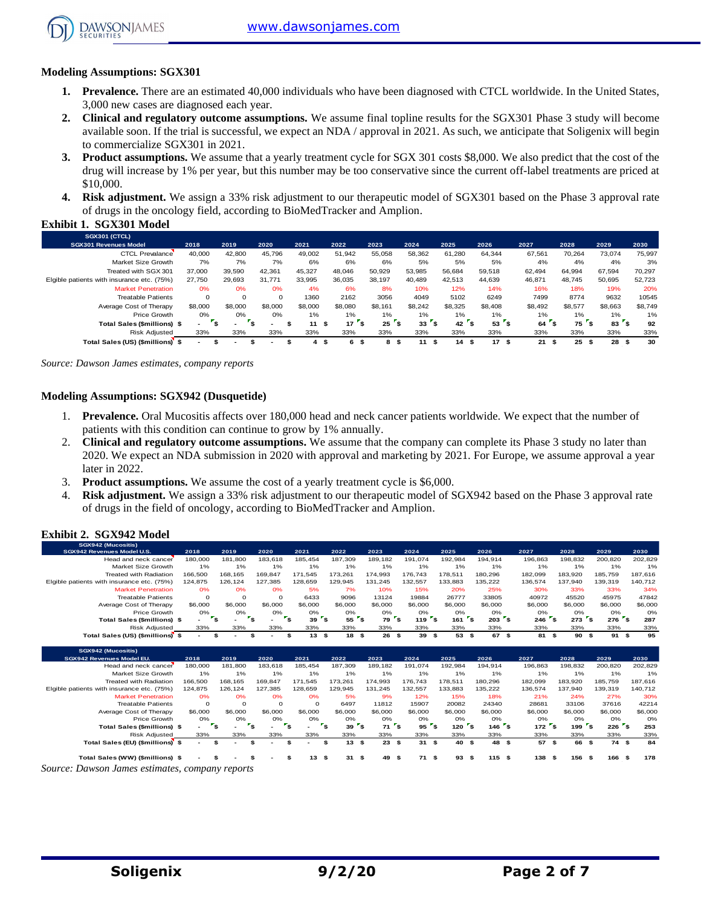### Modeling Assumptions: SGX301

1. **Prevalence.** There are an estimated 40,000 individuals who have been diagnosed with CTCL worldwide. In the United States, 3,000 new cases are diagnosed each year.
2. **Clinical and regulatory outcome assumptions.** We assume final topline results for the SGX301 Phase 3 study will become available soon. If the trial is successful, we expect an NDA / approval in 2021. As such, we anticipate that Soligenix will begin to commercialize SGX301 in 2021.
3. **Product assumptions.** We assume that a yearly treatment cycle for SGX 301 costs $8,000. We also predict that the cost of the drug will increase by 1% per year, but this number may be too conservative since the current off-label treatments are priced at $10,000.
4. **Risk adjustment.** We assign a 33% risk adjustment to our therapeutic model of SGX301 based on the Phase 3 approval rate of drugs in the oncology field, according to BioMedTracker and Amplion.

### Exhibit 1. SGX301 Model

| SGX301 (CTCL) SGX301 Revenues Model | 2018 | 2019 | 2020 | 2021 | 2022 | 2023 | 2024 | 2025 | 2026 | 2027 | 2028 | 2029 | 2030 |
|---|---|---|---|---|---|---|---|---|---|---|---|---|---|
| CTCL Prevalance | 40,000 | 42,800 | 45,796 | 49,002 | 51,942 | 55,058 | 58,362 | 61,280 | 64,344 | 67,561 | 70,264 | 73,074 | 75,997 |
| Market Size Growth | 7% | 7% | 7% | 6% | 6% | 6% | 5% | 5% | 5% | 4% | 4% | 4% | 3% |
| Treated with SGX 301 | 37,000 | 39,590 | 42,361 | 45,327 | 48,046 | 50,929 | 53,985 | 56,684 | 59,518 | 62,494 | 64,994 | 67,594 | 70,297 |
| Elgible patients with insurance etc. (75%) | 27,750 | 29,693 | 31,771 | 33,995 | 36,035 | 38,197 | 40,489 | 42,513 | 44,639 | 46,871 | 48,745 | 50,695 | 52,723 |
| Market Penetration | 0% | 0% | 0% | 4% | 6% | 8% | 10% | 12% | 14% | 16% | 18% | 19% | 20% |
| Treatable Patients | 0 | 0 | 0 | 1360 | 2162 | 3056 | 4049 | 5102 | 6249 | 7499 | 8774 | 9632 | 10545 |
| Average Cost of Therapy | $8,000 | $8,000 | $8,000 | $8,000 | $8,080 | $8,161 | $8,242 | $8,325 | $8,408 | $8,492 | $8,577 | $8,663 | $8,749 |
| Price Growth | 0% | 0% | 0% | 1% | 1% | 1% | 1% | 1% | 1% | 1% | 1% | 1% | 1% |
| **Total Sales ($millions)** | $ - | $ - | $ - | $ 11 | $ 17 | $ 25 | $ 33 | $ 42 | $ 53 | $ 64 | $ 75 | $ 83 | $ 92 |
| Risk Adjusted | 33% | 33% | 33% | 33% | 33% | 33% | 33% | 33% | 33% | 33% | 33% | 33% | 33% |
| **Total Sales (US) ($millions)** | $ - | $ - | $ - | $ 4 | $ 6 | $ 8 | $ 11 | $ 14 | $ 17 | $ 21 | $ 25 | $ 28 | $ 30 |

*Source: Dawson James estimates, company reports*

### Modeling Assumptions: SGX942 (Dusquetide)

1. **Prevalence.** Oral Mucositis affects over 180,000 head and neck cancer patients worldwide. We expect that the number of patients with this condition can continue to grow by 1% annually.
2. **Clinical and regulatory outcome assumptions.** We assume that the company can complete its Phase 3 study no later than 2020. We expect an NDA submission in 2020 with approval and marketing by 2021. For Europe, we assume approval a year later in 2022.
3. **Product assumptions.** We assume the cost of a yearly treatment cycle is $6,000.
4. **Risk adjustment.** We assign a 33% risk adjustment to our therapeutic model of SGX942 based on the Phase 3 approval rate of drugs in the field of oncology, according to BioMedTracker and Amplion.

### Exhibit 2. SGX942 Model

| SGX942 (Mucositis) SGX942 Revenues Model U.S. | 2018 | 2019 | 2020 | 2021 | 2022 | 2023 | 2024 | 2025 | 2026 | 2027 | 2028 | 2029 | 2030 |
|---|---|---|---|---|---|---|---|---|---|---|---|---|---|
| Head and neck cancer | 180,000 | 181,800 | 183,618 | 185,454 | 187,309 | 189,182 | 191,074 | 192,984 | 194,914 | 196,863 | 198,832 | 200,820 | 202,829 |
| Market Size Growth | 1% | 1% | 1% | 1% | 1% | 1% | 1% | 1% | 1% | 1% | 1% | 1% | 1% |
| Treated with Radiation | 166,500 | 168,165 | 169,847 | 171,545 | 173,261 | 174,993 | 176,743 | 178,511 | 180,296 | 182,099 | 183,920 | 185,759 | 187,616 |
| Elgible patients with insurance etc. (75%) | 124,875 | 126,124 | 127,385 | 128,659 | 129,945 | 131,245 | 132,557 | 133,883 | 135,222 | 136,574 | 137,940 | 139,319 | 140,712 |
| Market Penetration | 0% | 0% | 0% | 5% | 7% | 10% | 15% | 20% | 25% | 30% | 33% | 33% | 34% |
| Treatable Patients | 0 | 0 | 0 | 6433 | 9096 | 13124 | 19884 | 26777 | 33805 | 40972 | 45520 | 45975 | 47842 |
| Average Cost of Therapy | $6,000 | $6,000 | $6,000 | $6,000 | $6,000 | $6,000 | $6,000 | $6,000 | $6,000 | $6,000 | $6,000 | $6,000 | $6,000 |
| Price Growth | 0% | 0% | 0% | 0% | 0% | 0% | 0% | 0% | 0% | 0% | 0% | 0% | 0% |
| **Total Sales ($millions)** | $ - | $ - | $ - | $ 39 | $ 55 | $ 79 | $ 119 | $ 161 | $ 203 | $ 246 | $ 273 | $ 276 | $ 287 |
| Risk Adjusted | 33% | 33% | 33% | 33% | 33% | 33% | 33% | 33% | 33% | 33% | 33% | 33% | 33% |
| **Total Sales (US) ($millions)** | $ - | $ - | $ - | $ 13 | $ 18 | $ 26 | $ 39 | $ 53 | $ 67 | $ 81 | $ 90 | $ 91 | $ 95 |

| SGX942 (Mucositis) SGX942 Revenues Model EU. | 2018 | 2019 | 2020 | 2021 | 2022 | 2023 | 2024 | 2025 | 2026 | 2027 | 2028 | 2029 | 2030 |
|---|---|---|---|---|---|---|---|---|---|---|---|---|---|
| Head and neck cancer | 180,000 | 181,800 | 183,618 | 185,454 | 187,309 | 189,182 | 191,074 | 192,984 | 194,914 | 196,863 | 198,832 | 200,820 | 202,829 |
| Market Size Growth | 1% | 1% | 1% | 1% | 1% | 1% | 1% | 1% | 1% | 1% | 1% | 1% | 1% |
| Treated with Radiation | 166,500 | 168,165 | 169,847 | 171,545 | 173,261 | 174,993 | 176,743 | 178,511 | 180,296 | 182,099 | 183,920 | 185,759 | 187,616 |
| Elgible patients with insurance etc. (75%) | 124,875 | 126,124 | 127,385 | 128,659 | 129,945 | 131,245 | 132,557 | 133,883 | 135,222 | 136,574 | 137,940 | 139,319 | 140,712 |
| Market Penetration | 0% | 0% | 0% | 0% | 5% | 9% | 12% | 15% | 18% | 21% | 24% | 27% | 30% |
| Treatable Patients | 0 | 0 | 0 | 0 | 6497 | 11812 | 15907 | 20082 | 24340 | 28681 | 33106 | 37616 | 42214 |
| Average Cost of Therapy | $6,000 | $6,000 | $6,000 | $6,000 | $6,000 | $6,000 | $6,000 | $6,000 | $6,000 | $6,000 | $6,000 | $6,000 | $6,000 |
| Price Growth | 0% | 0% | 0% | 0% | 0% | 0% | 0% | 0% | 0% | 0% | 0% | 0% | 0% |
| **Total Sales ($millions)** | $ - | $ - | $ - | $ - | $ 39 | $ 71 | $ 95 | $ 120 | $ 146 | $ 172 | $ 199 | $ 226 | $ 253 |
| Risk Adjusted | 33% | 33% | 33% | 33% | 33% | 33% | 33% | 33% | 33% | 33% | 33% | 33% | 33% |
| **Total Sales (EU) ($millions)** | $ - | $ - | $ - | $ - | $ 13 | $ 23 | $ 31 | $ 40 | $ 48 | $ 57 | $ 66 | $ 74 | $ 84 |
| | | | | | | | | | | | | | |
| **Total Sales (WW) ($millions)** | $ - | $ - | $ - | $ 13 | $ 31 | $ 49 | $ 71 | $ 93 | $ 115 | $ 138 | $ 156 | $ 166 | $ 178 |

*Source: Dawson James estimates, company reports*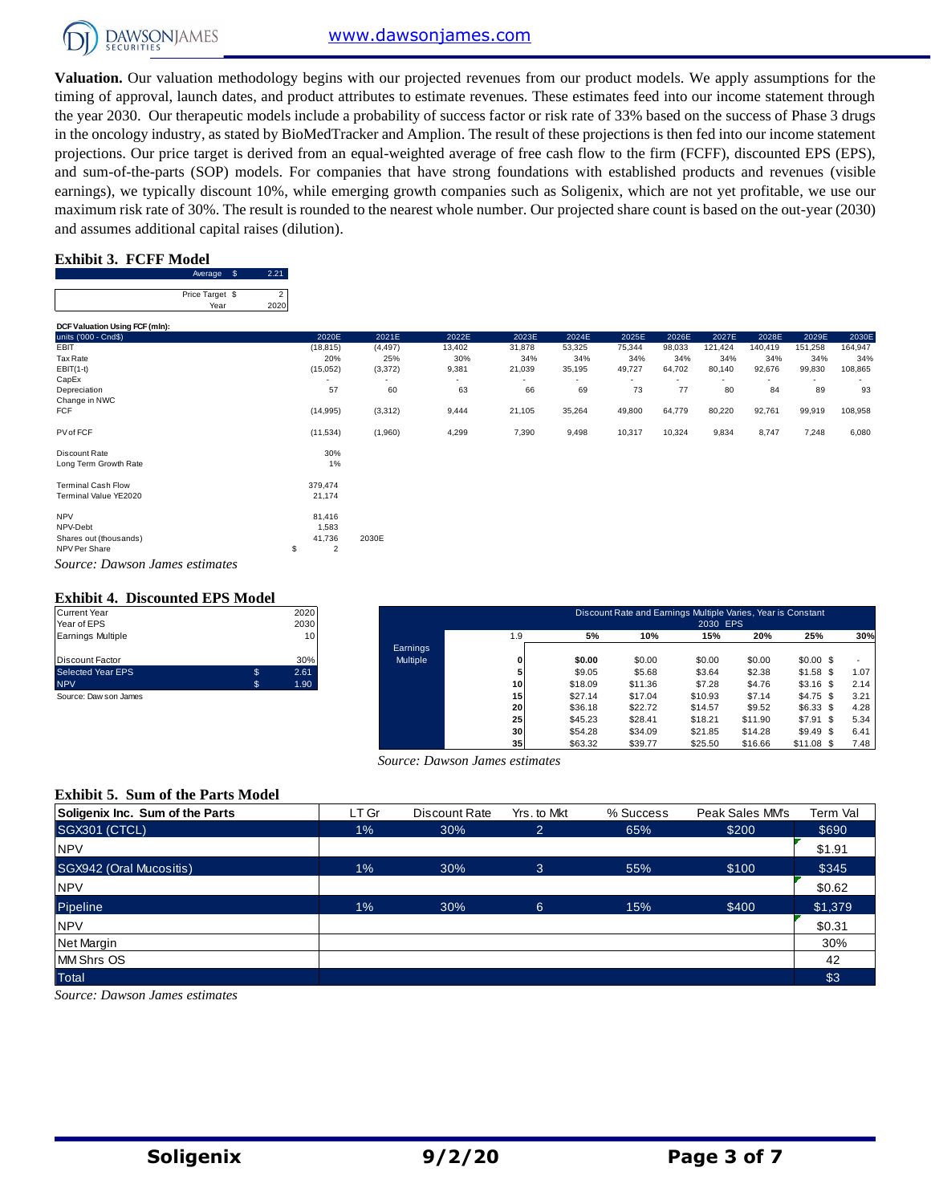**Valuation.** Our valuation methodology begins with our projected revenues from our product models. We apply assumptions for the timing of approval, launch dates, and product attributes to estimate revenues. These estimates feed into our income statement through the year 2030. Our therapeutic models include a probability of success factor or risk rate of 33% based on the success of Phase 3 drugs in the oncology industry, as stated by BioMedTracker and Amplion. The result of these projections is then fed into our income statement projections. Our price target is derived from an equal-weighted average of free cash flow to the firm (FCFF), discounted EPS (EPS), and sum-of-the-parts (SOP) models. For companies that have strong foundations with established products and revenues (visible earnings), we typically discount 10%, while emerging growth companies such as Soligenix, which are not yet profitable, we use our maximum risk rate of 30%. The result is rounded to the nearest whole number. Our projected share count is based on the out-year (2030) and assumes additional capital raises (dilution).

### Exhibit 3. FCFF Model

| | |
|---|---|
| Average $ | 2.21 |
| Price Target $ | 2 |
| Year | 2020 |

**DCF Valuation Using FCF (mln):**

| units ('000 - Cnd$) | 2020E | 2021E | 2022E | 2023E | 2024E | 2025E | 2026E | 2027E | 2028E | 2029E | 2030E |
|---|---|---|---|---|---|---|---|---|---|---|---|
| EBIT | (18,815) | (4,497) | 13,402 | 31,878 | 53,325 | 75,344 | 98,033 | 121,424 | 140,419 | 151,258 | 164,947 |
| Tax Rate | 20% | 25% | 30% | 34% | 34% | 34% | 34% | 34% | 34% | 34% | 34% |
| EBIT(1-t) | (15,052) | (3,372) | 9,381 | 21,039 | 35,195 | 49,727 | 64,702 | 80,140 | 92,676 | 99,830 | 108,865 |
| CapEx | - | - | - | - | - | - | - | - | - | - | - |
| Depreciation | 57 | 60 | 63 | 66 | 69 | 73 | 77 | 80 | 84 | 89 | 93 |
| Change in NWC | | | | | | | | | | | |
| FCF | (14,995) | (3,312) | 9,444 | 21,105 | 35,264 | 49,800 | 64,779 | 80,220 | 92,761 | 99,919 | 108,958 |
| PV of FCF | (11,534) | (1,960) | 4,299 | 7,390 | 9,498 | 10,317 | 10,324 | 9,834 | 8,747 | 7,248 | 6,080 |
| Discount Rate | 30% | | | | | | | | | | |
| Long Term Growth Rate | 1% | | | | | | | | | | |
| Terminal Cash Flow | 379,474 | | | | | | | | | | |
| Terminal Value YE2020 | 21,174 | | | | | | | | | | |
| NPV | 81,416 | | | | | | | | | | |
| NPV-Debt | 1,583 | | | | | | | | | | |
| Shares out (thousands) | 41,736 | 2030E | | | | | | | | | |
| NPV Per Share | $ 2 | | | | | | | | | | |

*Source: Dawson James estimates*

### Exhibit 4. Discounted EPS Model

| | | |
|---|---|---|
| Current Year | | 2020 |
| Year of EPS | | 2030 |
| Earnings Multiple | | 10 |
| Discount Factor | | 30% |
| Selected Year EPS | $ | 2.61 |
| NPV | $ | 1.90 |

Source: Dawson James

Discount Rate and Earnings Multiple Varies, Year is Constant — 2030 EPS

| Earnings Multiple | 1.9 | 5% | 10% | 15% | 20% | 25% | 30% |
|---|---|---|---|---|---|---|---|
| | 0 | $0.00 | $0.00 | $0.00 | $0.00 | $0.00 | $ - |
| | 5 | $9.05 | $5.68 | $3.64 | $2.38 | $1.58 | $ 1.07 |
| | 10 | $18.09 | $11.36 | $7.28 | $4.76 | $3.16 | $ 2.14 |
| | 15 | $27.14 | $17.04 | $10.93 | $7.14 | $4.75 | $ 3.21 |
| | 20 | $36.18 | $22.72 | $14.57 | $9.52 | $6.33 | $ 4.28 |
| | 25 | $45.23 | $28.41 | $18.21 | $11.90 | $7.91 | $ 5.34 |
| | 30 | $54.28 | $34.09 | $21.85 | $14.28 | $9.49 | $ 6.41 |
| | 35 | $63.32 | $39.77 | $25.50 | $16.66 | $11.08 | $ 7.48 |

*Source: Dawson James estimates*

### Exhibit 5. Sum of the Parts Model

| Soligenix Inc. Sum of the Parts | LT Gr | Discount Rate | Yrs. to Mkt | % Success | Peak Sales MM's | Term Val |
|---|---|---|---|---|---|---|
| SGX301 (CTCL) | 1% | 30% | 2 | 65% | $200 | $690 |
| NPV | | | | | | $1.91 |
| SGX942 (Oral Mucositis) | 1% | 30% | 3 | 55% | $100 | $345 |
| NPV | | | | | | $0.62 |
| Pipeline | 1% | 30% | 6 | 15% | $400 | $1,379 |
| NPV | | | | | | $0.31 |
| Net Margin | | | | | | 30% |
| MM Shrs OS | | | | | | 42 |
| Total | | | | | | $3 |

*Source: Dawson James estimates*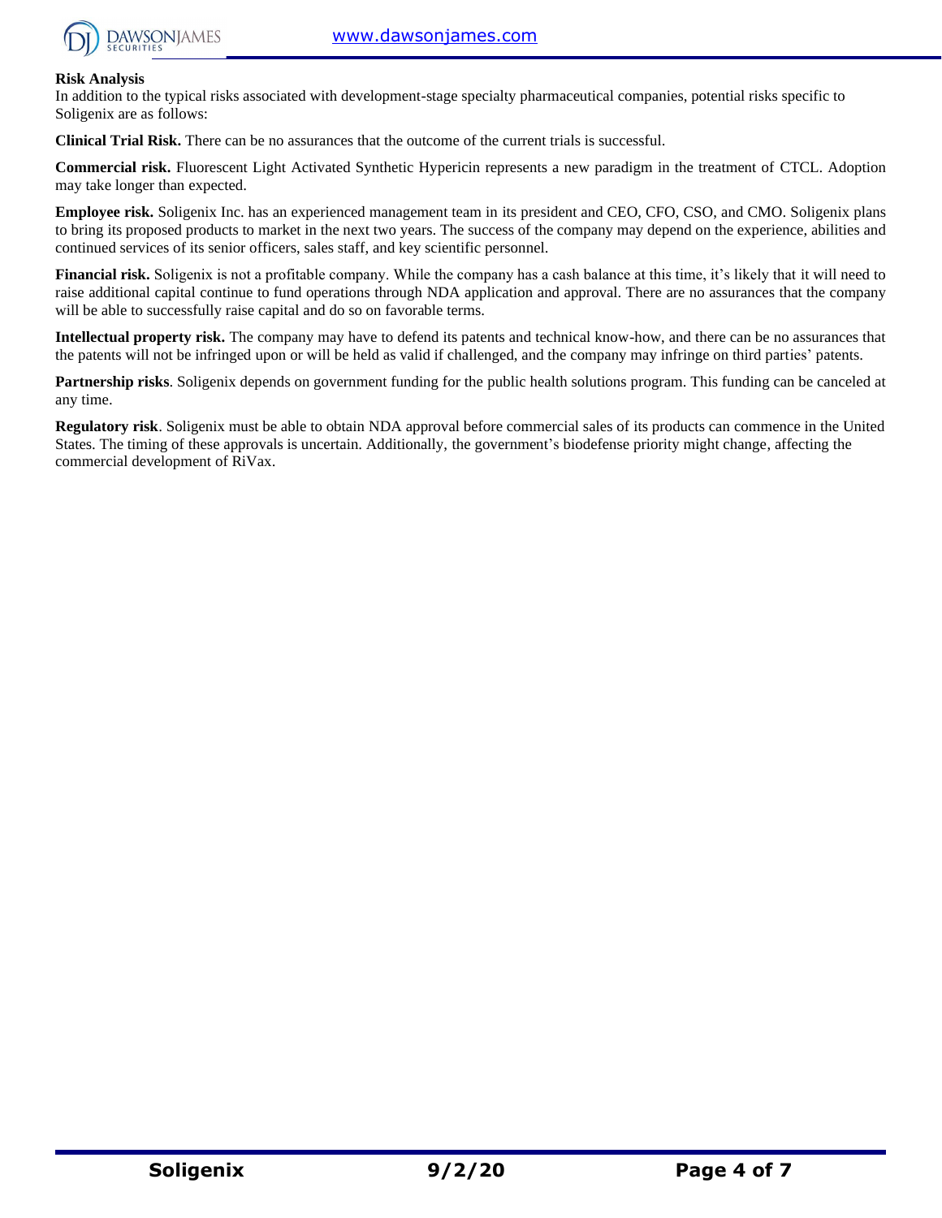**Risk Analysis**

In addition to the typical risks associated with development-stage specialty pharmaceutical companies, potential risks specific to Soligenix are as follows:

**Clinical Trial Risk.** There can be no assurances that the outcome of the current trials is successful.

**Commercial risk.** Fluorescent Light Activated Synthetic Hypericin represents a new paradigm in the treatment of CTCL. Adoption may take longer than expected.

**Employee risk.** Soligenix Inc. has an experienced management team in its president and CEO, CFO, CSO, and CMO. Soligenix plans to bring its proposed products to market in the next two years. The success of the company may depend on the experience, abilities and continued services of its senior officers, sales staff, and key scientific personnel.

**Financial risk.** Soligenix is not a profitable company. While the company has a cash balance at this time, it's likely that it will need to raise additional capital continue to fund operations through NDA application and approval. There are no assurances that the company will be able to successfully raise capital and do so on favorable terms.

**Intellectual property risk.** The company may have to defend its patents and technical know-how, and there can be no assurances that the patents will not be infringed upon or will be held as valid if challenged, and the company may infringe on third parties' patents.

**Partnership risks**. Soligenix depends on government funding for the public health solutions program. This funding can be canceled at any time.

**Regulatory risk**. Soligenix must be able to obtain NDA approval before commercial sales of its products can commence in the United States. The timing of these approvals is uncertain. Additionally, the government's biodefense priority might change, affecting the commercial development of RiVax.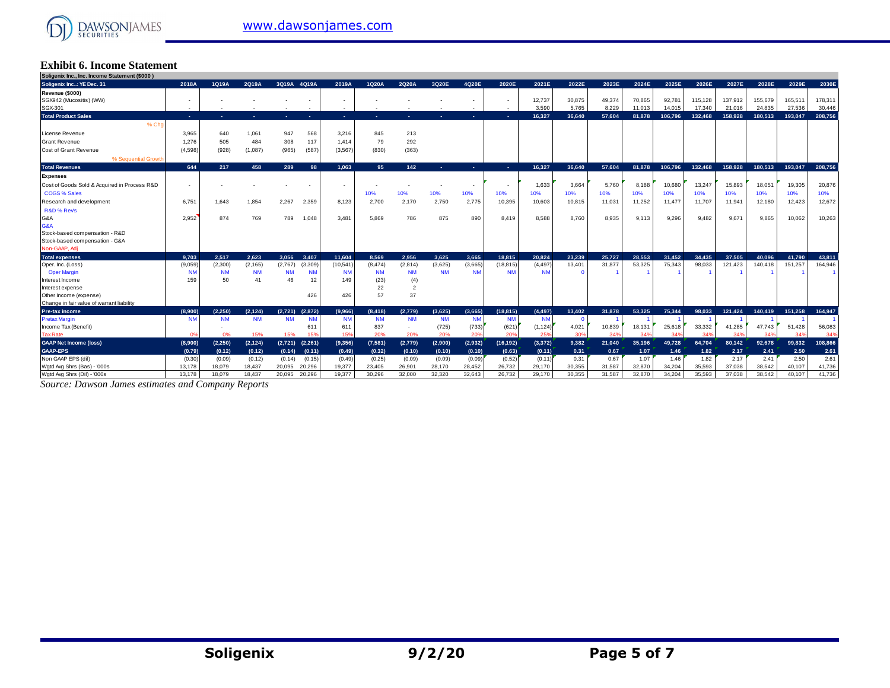## Exhibit 6. Income Statement

| Soligenix Inc., Inc. Income Statement ($000) | | | | | | | | | | | | | | | | | | | | | | |
|---|---|---|---|---|---|---|---|---|---|---|---|---|---|---|---|---|---|---|---|---|---|---|
| **Soligenix Inc..: YE Dec. 31** | **2018A** | **1Q19A** | **2Q19A** | **3Q19A** | **4Q19A** | **2019A** | **1Q20A** | **2Q20A** | **3Q20E** | **4Q20E** | **2020E** | **2021E** | **2022E** | **2023E** | **2024E** | **2025E** | **2026E** | **2027E** | **2028E** | **2029E** | **2030E** |
| **Revenue ($000)** | | | | | | | | | | | | | | | | | | | | | |
| SGX942 (Mucositis) (WW) | - | - | - | - | - | - | - | - | - | - | - | 12,737 | 30,875 | 49,374 | 70,865 | 92,781 | 115,128 | 137,912 | 155,679 | 165,511 | 178,311 |
| SGX-301 | - | - | - | - | - | - | - | - | - | - | - | 3,590 | 5,765 | 8,229 | 11,013 | 14,015 | 17,340 | 21,016 | 24,835 | 27,536 | 30,446 |
| **Total Product Sales** | - | - | - | - | - | - | - | - | - | - | - | 16,327 | 36,640 | 57,604 | 81,878 | 106,796 | 132,468 | 158,928 | 180,513 | 193,047 | 208,756 |
| % Chg | | | | | | | | | | | | | | | | | | | | | |
| License Revenue | 3,965 | 640 | 1,061 | 947 | 568 | 3,216 | 845 | 213 | | | | | | | | | | | | | |
| Grant Revenue | 1,276 | 505 | 484 | 308 | 117 | 1,414 | 79 | 292 | | | | | | | | | | | | | |
| Cost of Grant Revenue | (4,598) | (928) | (1,087) | (965) | (587) | (3,567) | (830) | (363) | | | | | | | | | | | | | |
| % Sequential Growth | | | | | | | | | | | | | | | | | | | | | |
| **Total Revenues** | 644 | 217 | 458 | 289 | 98 | 1,063 | 95 | 142 | - | - | - | 16,327 | 36,640 | 57,604 | 81,878 | 106,796 | 132,468 | 158,928 | 180,513 | 193,047 | 208,756 |
| **Expenses** | | | | | | | | | | | | | | | | | | | | | |
| Cost of Goods Sold & Acquired in Process R&D | - | - | - | - | - | - | - | - | - | - | - | 1,633 | 3,664 | 5,760 | 8,188 | 10,680 | 13,247 | 15,893 | 18,051 | 19,305 | 20,876 |
| COGS % Sales | | | | | | | 10% | 10% | 10% | 10% | 10% | 10% | 10% | 10% | 10% | 10% | 10% | 10% | 10% | 10% | 10% |
| Research and development | 6,751 | 1,643 | 1,854 | 2,267 | 2,359 | 8,123 | 2,700 | 2,170 | 2,750 | 2,775 | 10,395 | 10,603 | 10,815 | 11,031 | 11,252 | 11,477 | 11,707 | 11,941 | 12,180 | 12,423 | 12,672 |
| R&D % Revs | | | | | | | | | | | | | | | | | | | | | |
| G&A | 2,952 | 874 | 769 | 789 | 1,048 | 3,481 | 5,869 | 786 | 875 | 890 | 8,419 | 8,588 | 8,760 | 8,935 | 9,113 | 9,296 | 9,482 | 9,671 | 9,865 | 10,062 | 10,263 |
| G&A | | | | | | | | | | | | | | | | | | | | | |
| Stock-based compensation - R&D | | | | | | | | | | | | | | | | | | | | | |
| Stock-based compensation - G&A | | | | | | | | | | | | | | | | | | | | | |
| Non-GAAP, Adj | | | | | | | | | | | | | | | | | | | | | |
| **Total expenses** | 9,703 | 2,517 | 2,623 | 3,056 | 3,407 | 11,604 | 8,569 | 2,956 | 3,625 | 3,665 | 18,815 | 20,824 | 23,239 | 25,727 | 28,553 | 31,452 | 34,435 | 37,505 | 40,096 | 41,790 | 43,811 |
| Oper. Inc. (Loss) | (9,059) | (2,300) | (2,165) | (2,767) | (3,309) | (10,541) | (8,474) | (2,814) | (3,625) | (3,665) | (18,815) | (4,497) | 13,401 | 31,877 | 53,325 | 75,343 | 98,033 | 121,423 | 140,418 | 151,257 | 164,946 |
| Oper Margin | NM | NM | NM | NM | NM | NM | NM | NM | NM | NM | NM | NM | 0 | 1 | 1 | 1 | 1 | 1 | 1 | 1 | 1 |
| Interest Income | 159 | 50 | 41 | 46 | 12 | 149 | (23) | (4) | | | | | | | | | | | | | |
| Interest expense | | | | | | | 22 | 2 | | | | | | | | | | | | | |
| Other Income (expense) | | | | | 426 | 426 | 57 | 37 | | | | | | | | | | | | | |
| Change in fair value of warrant liability | | | | | | | | | | | | | | | | | | | | | |
| **Pre-tax income** | (8,900) | (2,250) | (2,124) | (2,721) | (2,872) | (9,966) | (8,418) | (2,779) | (3,625) | (3,665) | (18,815) | (4,497) | 13,402 | 31,878 | 53,325 | 75,344 | 98,033 | 121,424 | 140,419 | 151,258 | 164,947 |
| Pretax Margin | NM | NM | NM | NM | NM | NM | NM | NM | NM | NM | NM | NM | 0 | 1 | 1 | 1 | 1 | 1 | 1 | 1 | 1 |
| Income Tax (Benefit) | | - | | | 611 | 611 | 837 | - | (725) | (733) | (621) | (1,124) | 4,021 | 10,839 | 18,131 | 25,618 | 33,332 | 41,285 | 47,743 | 51,428 | 56,083 |
| Tax Rate | 0% | 0% | 15% | 15% | 15% | 15% | 20% | 20% | 20% | 20% | 20% | 25% | 30% | 34% | 34% | 34% | 34% | 34% | 34% | 34% | 34% |
| **GAAP Net Income (loss)** | (8,900) | (2,250) | (2,124) | (2,721) | (2,261) | (9,356) | (7,581) | (2,779) | (2,900) | (2,932) | (16,192) | (3,372) | 9,382 | 21,040 | 35,196 | 49,728 | 64,704 | 80,142 | 92,678 | 99,832 | 108,866 |
| **GAAP-EPS** | (0.79) | (0.12) | (0.12) | (0.14) | (0.11) | (0.49) | (0.32) | (0.10) | (0.10) | (0.10) | (0.63) | (0.11) | 0.31 | 0.67 | 1.07 | 1.46 | 1.82 | 2.17 | 2.41 | 2.50 | 2.61 |
| Non GAAP EPS (dil) | (0.30) | (0.09) | (0.12) | (0.14) | (0.15) | (0.49) | (0.25) | (0.09) | (0.09) | (0.09) | (0.52) | (0.11) | 0.31 | 0.67 | 1.07 | 1.46 | 1.82 | 2.17 | 2.41 | 2.50 | 2.61 |
| Wgtd Avg Shrs (Bas) - '000s | 13,178 | 18,079 | 18,437 | 20,095 | 20,296 | 19,377 | 23,405 | 26,901 | 28,170 | 28,452 | 26,732 | 29,170 | 30,355 | 31,587 | 32,870 | 34,204 | 35,593 | 37,038 | 38,542 | 40,107 | 41,736 |
| Wgtd Avg Shrs (Dil) - '000s | 13,178 | 18,079 | 18,437 | 20,095 | 20,296 | 19,377 | 30,296 | 32,000 | 32,320 | 32,643 | 26,732 | 29,170 | 30,355 | 31,587 | 32,870 | 34,204 | 35,593 | 37,038 | 38,542 | 40,107 | 41,736 |

*Source: Dawson James estimates and Company Reports*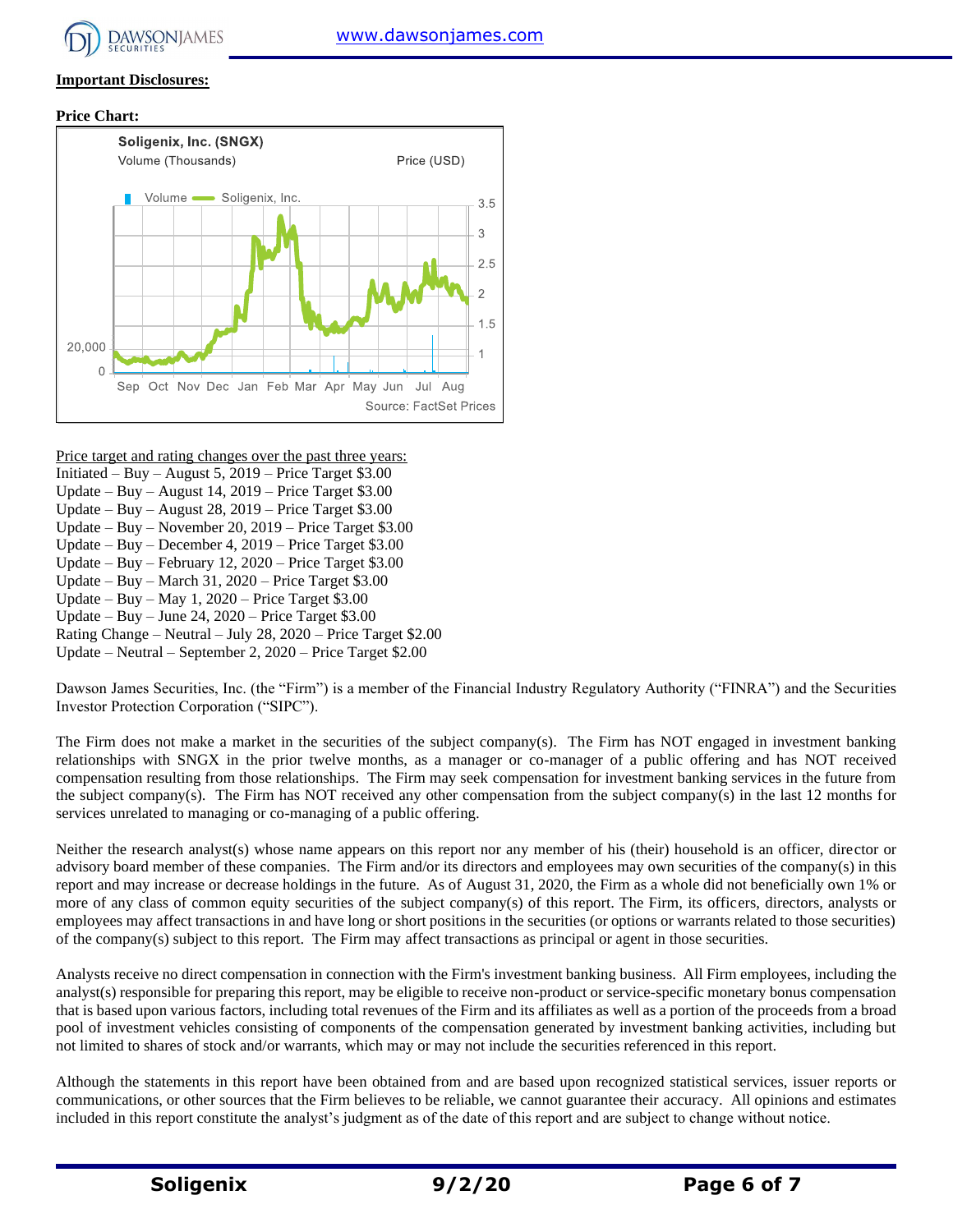**Important Disclosures:**

**Price Chart:**

Price target and rating changes over the past three years:

Initiated – Buy – August 5, 2019 – Price Target $3.00
Update – Buy – August 14, 2019 – Price Target $3.00
Update – Buy – August 28, 2019 – Price Target $3.00
Update – Buy – November 20, 2019 – Price Target $3.00
Update – Buy – December 4, 2019 – Price Target $3.00
Update – Buy – February 12, 2020 – Price Target $3.00
Update – Buy – March 31, 2020 – Price Target $3.00
Update – Buy – May 1, 2020 – Price Target $3.00
Update – Buy – June 24, 2020 – Price Target $3.00
Rating Change – Neutral – July 28, 2020 – Price Target $2.00
Update – Neutral – September 2, 2020 – Price Target $2.00

Dawson James Securities, Inc. (the "Firm") is a member of the Financial Industry Regulatory Authority ("FINRA") and the Securities Investor Protection Corporation ("SIPC").

The Firm does not make a market in the securities of the subject company(s). The Firm has NOT engaged in investment banking relationships with SNGX in the prior twelve months, as a manager or co-manager of a public offering and has NOT received compensation resulting from those relationships. The Firm may seek compensation for investment banking services in the future from the subject company(s). The Firm has NOT received any other compensation from the subject company(s) in the last 12 months for services unrelated to managing or co-managing of a public offering.

Neither the research analyst(s) whose name appears on this report nor any member of his (their) household is an officer, director or advisory board member of these companies. The Firm and/or its directors and employees may own securities of the company(s) in this report and may increase or decrease holdings in the future. As of August 31, 2020, the Firm as a whole did not beneficially own 1% or more of any class of common equity securities of the subject company(s) of this report. The Firm, its officers, directors, analysts or employees may affect transactions in and have long or short positions in the securities (or options or warrants related to those securities) of the company(s) subject to this report. The Firm may affect transactions as principal or agent in those securities.

Analysts receive no direct compensation in connection with the Firm's investment banking business. All Firm employees, including the analyst(s) responsible for preparing this report, may be eligible to receive non-product or service-specific monetary bonus compensation that is based upon various factors, including total revenues of the Firm and its affiliates as well as a portion of the proceeds from a broad pool of investment vehicles consisting of components of the compensation generated by investment banking activities, including but not limited to shares of stock and/or warrants, which may or may not include the securities referenced in this report.

Although the statements in this report have been obtained from and are based upon recognized statistical services, issuer reports or communications, or other sources that the Firm believes to be reliable, we cannot guarantee their accuracy. All opinions and estimates included in this report constitute the analyst's judgment as of the date of this report and are subject to change without notice.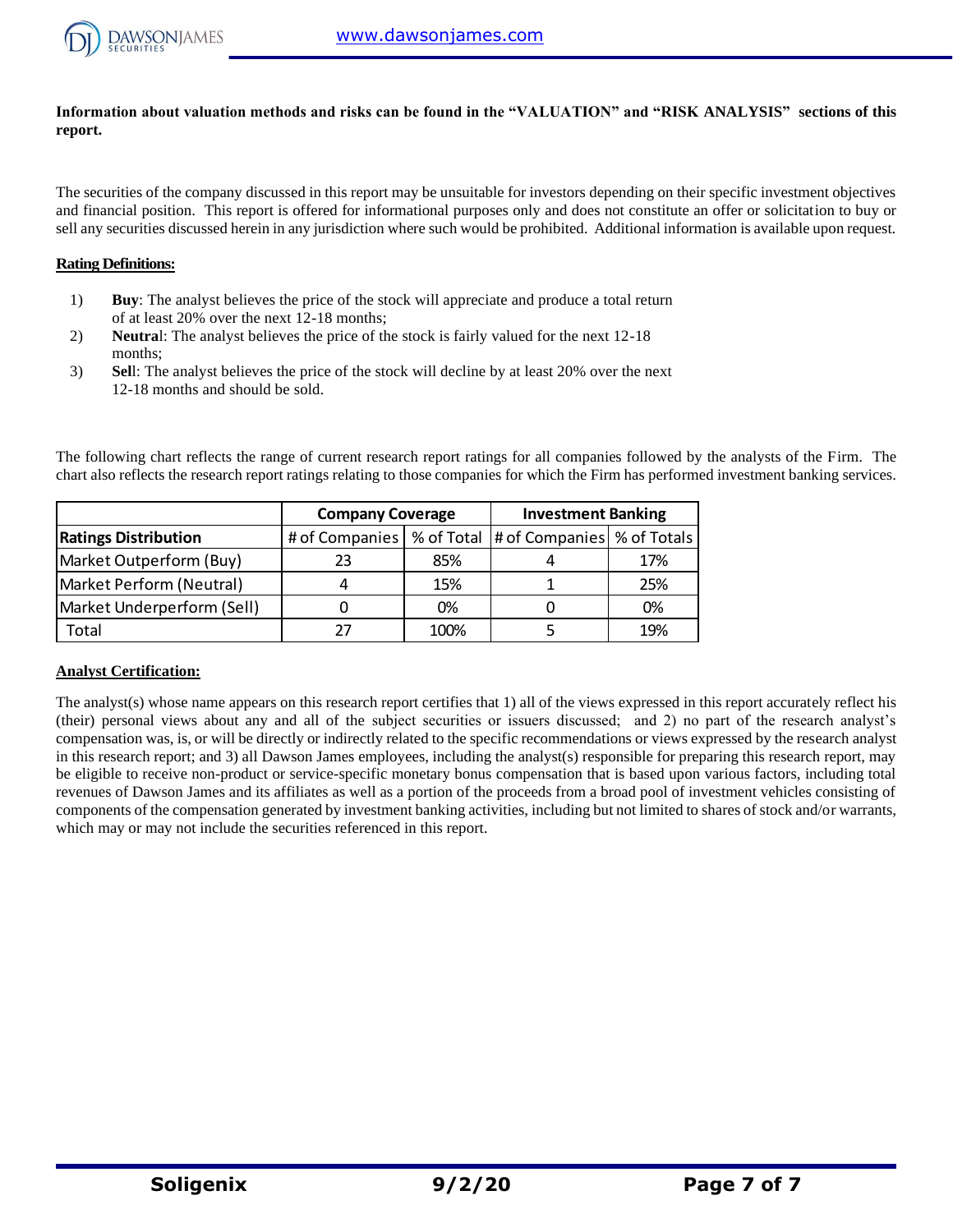**Information about valuation methods and risks can be found in the "VALUATION" and "RISK ANALYSIS" sections of this report.**

The securities of the company discussed in this report may be unsuitable for investors depending on their specific investment objectives and financial position. This report is offered for informational purposes only and does not constitute an offer or solicitation to buy or sell any securities discussed herein in any jurisdiction where such would be prohibited. Additional information is available upon request.

**Rating Definitions:**

1) **Buy**: The analyst believes the price of the stock will appreciate and produce a total return of at least 20% over the next 12-18 months;
2) **Neutral**: The analyst believes the price of the stock is fairly valued for the next 12-18 months;
3) **Sell**: The analyst believes the price of the stock will decline by at least 20% over the next 12-18 months and should be sold.

The following chart reflects the range of current research report ratings for all companies followed by the analysts of the Firm. The chart also reflects the research report ratings relating to those companies for which the Firm has performed investment banking services.

| | Company Coverage | | Investment Banking | |
|---|---|---|---|---|
| **Ratings Distribution** | # of Companies | % of Total | # of Companies | % of Totals |
| Market Outperform (Buy) | 23 | 85% | 4 | 17% |
| Market Perform (Neutral) | 4 | 15% | 1 | 25% |
| Market Underperform (Sell) | 0 | 0% | 0 | 0% |
| Total | 27 | 100% | 5 | 19% |

**Analyst Certification:**

The analyst(s) whose name appears on this research report certifies that 1) all of the views expressed in this report accurately reflect his (their) personal views about any and all of the subject securities or issuers discussed; and 2) no part of the research analyst's compensation was, is, or will be directly or indirectly related to the specific recommendations or views expressed by the research analyst in this research report; and 3) all Dawson James employees, including the analyst(s) responsible for preparing this research report, may be eligible to receive non-product or service-specific monetary bonus compensation that is based upon various factors, including total revenues of Dawson James and its affiliates as well as a portion of the proceeds from a broad pool of investment vehicles consisting of components of the compensation generated by investment banking activities, including but not limited to shares of stock and/or warrants, which may or may not include the securities referenced in this report.